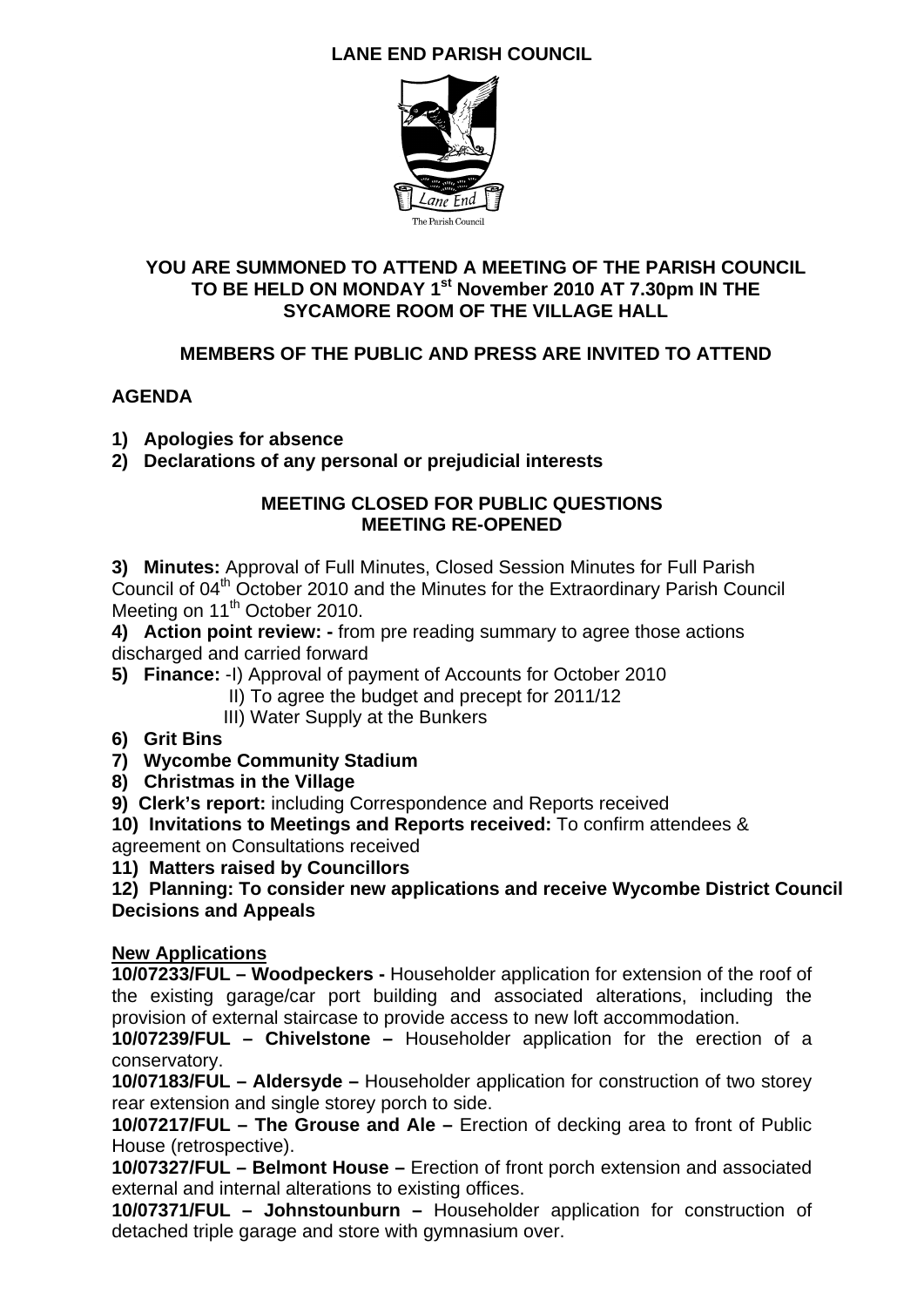# LANE END PARISH COUNCIL

**YOU ARE SUMMONED TO ATTEND A MEETING OF THE PARISH COUNCIL TO BE HELD ON MONDAY 1st November 2010 AT 7.30pm IN THE SYCAMORE ROOM OF THE VILLAGE HALL**

**MEMBERS OF THE PUBLIC AND PRESS ARE INVITED TO ATTEND**

## AGENDA

1) **Apologies for absence**
2) **Declarations of any personal or prejudicial interests**

**MEETING CLOSED FOR PUBLIC QUESTIONS**
**MEETING RE-OPENED**

3) **Minutes:** Approval of Full Minutes, Closed Session Minutes for Full Parish Council of 04th October 2010 and the Minutes for the Extraordinary Parish Council Meeting on 11th October 2010.

4) **Action point review: -** from pre reading summary to agree those actions discharged and carried forward

5) **Finance:** -I) Approval of payment of Accounts for October 2010
   II) To agree the budget and precept for 2011/12
   III) Water Supply at the Bunkers

6) **Grit Bins**

7) **Wycombe Community Stadium**

8) **Christmas in the Village**

9) **Clerk's report:** including Correspondence and Reports received

10) **Invitations to Meetings and Reports received:** To confirm attendees & agreement on Consultations received

11) **Matters raised by Councillors**

12) **Planning: To consider new applications and receive Wycombe District Council Decisions and Appeals**

**New Applications**

**10/07233/FUL – Woodpeckers -** Householder application for extension of the roof of the existing garage/car port building and associated alterations, including the provision of external staircase to provide access to new loft accommodation.

**10/07239/FUL – Chivelstone –** Householder application for the erection of a conservatory.

**10/07183/FUL – Aldersyde –** Householder application for construction of two storey rear extension and single storey porch to side.

**10/07217/FUL – The Grouse and Ale –** Erection of decking area to front of Public House (retrospective).

**10/07327/FUL – Belmont House –** Erection of front porch extension and associated external and internal alterations to existing offices.

**10/07371/FUL – Johnstounburn –** Householder application for construction of detached triple garage and store with gymnasium over.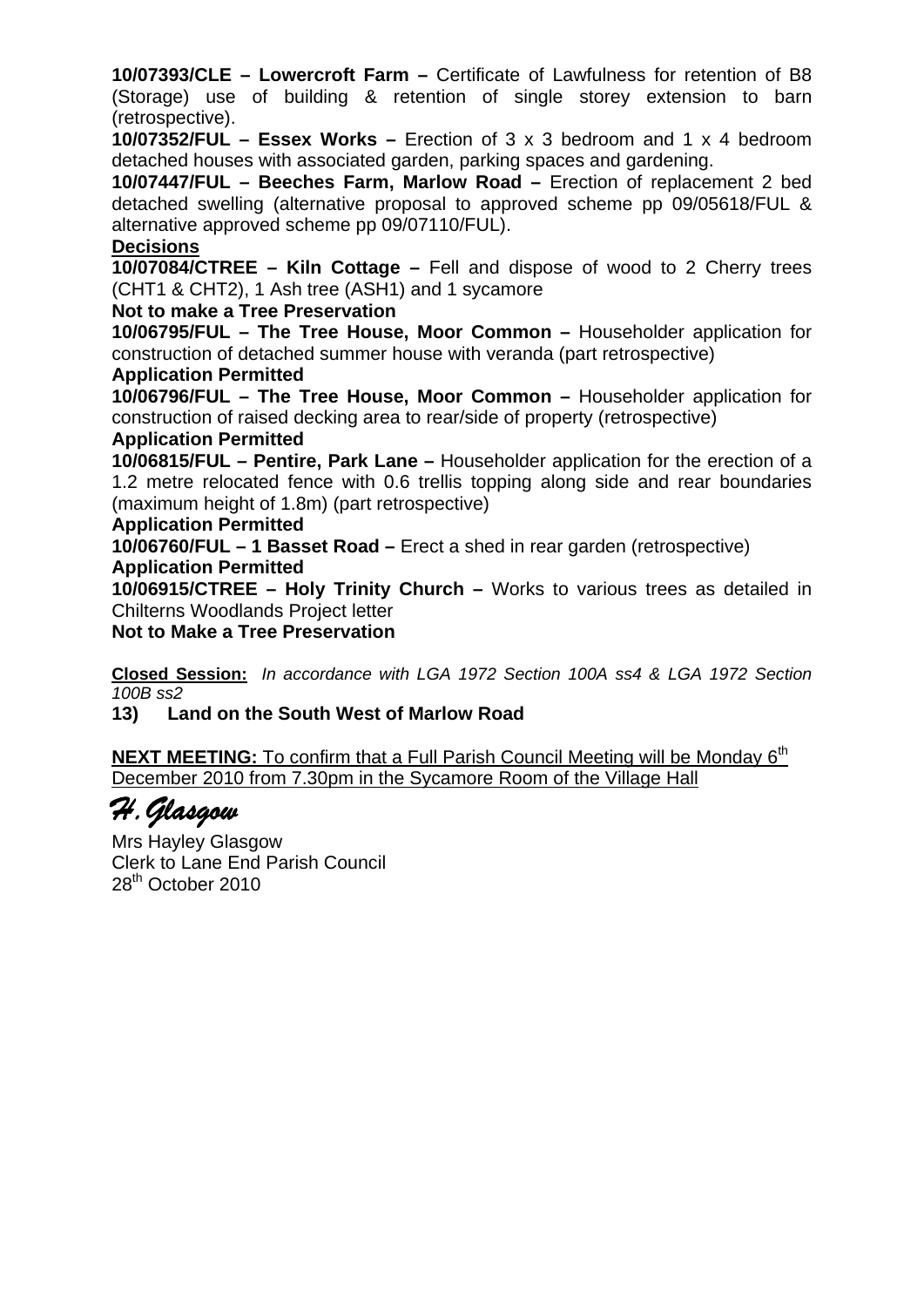**10/07393/CLE – Lowercroft Farm –** Certificate of Lawfulness for retention of B8 (Storage) use of building & retention of single storey extension to barn (retrospective).

**10/07352/FUL – Essex Works –** Erection of 3 x 3 bedroom and 1 x 4 bedroom detached houses with associated garden, parking spaces and gardening.

**10/07447/FUL – Beeches Farm, Marlow Road –** Erection of replacement 2 bed detached swelling (alternative proposal to approved scheme pp 09/05618/FUL & alternative approved scheme pp 09/07110/FUL).

**Decisions**

**10/07084/CTREE – Kiln Cottage –** Fell and dispose of wood to 2 Cherry trees (CHT1 & CHT2), 1 Ash tree (ASH1) and 1 sycamore

**Not to make a Tree Preservation**

**10/06795/FUL – The Tree House, Moor Common –** Householder application for construction of detached summer house with veranda (part retrospective)

**Application Permitted**

**10/06796/FUL – The Tree House, Moor Common –** Householder application for construction of raised decking area to rear/side of property (retrospective)

**Application Permitted**

**10/06815/FUL – Pentire, Park Lane –** Householder application for the erection of a 1.2 metre relocated fence with 0.6 trellis topping along side and rear boundaries (maximum height of 1.8m) (part retrospective)

**Application Permitted**

**10/06760/FUL – 1 Basset Road –** Erect a shed in rear garden (retrospective)

**Application Permitted**

**10/06915/CTREE – Holy Trinity Church –** Works to various trees as detailed in Chilterns Woodlands Project letter

**Not to Make a Tree Preservation**

**Closed Session:** *In accordance with LGA 1972 Section 100A ss4 & LGA 1972 Section 100B ss2*

**13) Land on the South West of Marlow Road**

**NEXT MEETING:** To confirm that a Full Parish Council Meeting will be Monday 6th December 2010 from 7.30pm in the Sycamore Room of the Village Hall

*H. Glasgow*

Mrs Hayley Glasgow
Clerk to Lane End Parish Council
28th October 2010